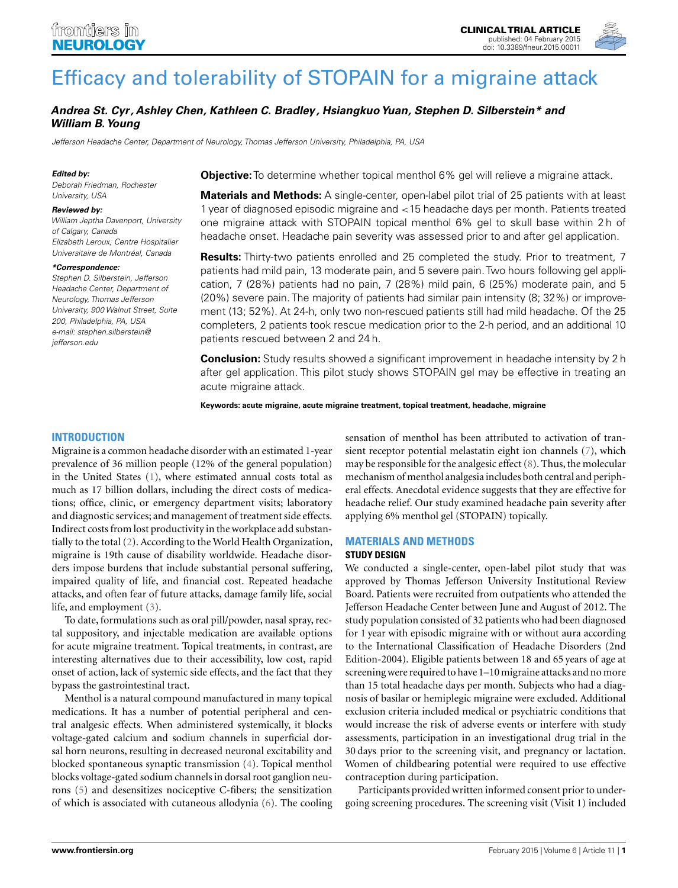# Efficacy and tolerability of STOPAIN for a migraine attack

***Andrea St. Cyr, Ashley Chen, Kathleen C. Bradley, Hsiangkuo Yuan, Stephen D. Silberstein\* and William B. Young***

*Jefferson Headache Center, Department of Neurology, Thomas Jefferson University, Philadelphia, PA, USA*

***Edited by:***
*Deborah Friedman, Rochester University, USA*

***Reviewed by:***
*William Jeptha Davenport, University of Calgary, Canada*
*Elizabeth Leroux, Centre Hospitalier Universitaire de Montréal, Canada*

***\*Correspondence:***
*Stephen D. Silberstein, Jefferson Headache Center, Department of Neurology, Thomas Jefferson University, 900 Walnut Street, Suite 200, Philadelphia, PA, USA*
*e-mail: stephen.silberstein@jefferson.edu*

**Objective:** To determine whether topical menthol 6% gel will relieve a migraine attack.

**Materials and Methods:** A single-center, open-label pilot trial of 25 patients with at least 1 year of diagnosed episodic migraine and <15 headache days per month. Patients treated one migraine attack with STOPAIN topical menthol 6% gel to skull base within 2 h of headache onset. Headache pain severity was assessed prior to and after gel application.

**Results:** Thirty-two patients enrolled and 25 completed the study. Prior to treatment, 7 patients had mild pain, 13 moderate pain, and 5 severe pain. Two hours following gel application, 7 (28%) patients had no pain, 7 (28%) mild pain, 6 (25%) moderate pain, and 5 (20%) severe pain. The majority of patients had similar pain intensity (8; 32%) or improvement (13; 52%). At 24-h, only two non-rescued patients still had mild headache. Of the 25 completers, 2 patients took rescue medication prior to the 2-h period, and an additional 10 patients rescued between 2 and 24 h.

**Conclusion:** Study results showed a significant improvement in headache intensity by 2 h after gel application. This pilot study shows STOPAIN gel may be effective in treating an acute migraine attack.

**Keywords: acute migraine, acute migraine treatment, topical treatment, headache, migraine**

## INTRODUCTION

Migraine is a common headache disorder with an estimated 1-year prevalence of 36 million people (12% of the general population) in the United States (1), where estimated annual costs total as much as 17 billion dollars, including the direct costs of medications; office, clinic, or emergency department visits; laboratory and diagnostic services; and management of treatment side effects. Indirect costs from lost productivity in the workplace add substantially to the total (2). According to the World Health Organization, migraine is 19th cause of disability worldwide. Headache disorders impose burdens that include substantial personal suffering, impaired quality of life, and financial cost. Repeated headache attacks, and often fear of future attacks, damage family life, social life, and employment (3).

To date, formulations such as oral pill/powder, nasal spray, rectal suppository, and injectable medication are available options for acute migraine treatment. Topical treatments, in contrast, are interesting alternatives due to their accessibility, low cost, rapid onset of action, lack of systemic side effects, and the fact that they bypass the gastrointestinal tract.

Menthol is a natural compound manufactured in many topical medications. It has a number of potential peripheral and central analgesic effects. When administered systemically, it blocks voltage-gated calcium and sodium channels in superficial dorsal horn neurons, resulting in decreased neuronal excitability and blocked spontaneous synaptic transmission (4). Topical menthol blocks voltage-gated sodium channels in dorsal root ganglion neurons (5) and desensitizes nociceptive C-fibers; the sensitization of which is associated with cutaneous allodynia (6). The cooling sensation of menthol has been attributed to activation of transient receptor potential melastatin eight ion channels (7), which may be responsible for the analgesic effect (8). Thus, the molecular mechanism of menthol analgesia includes both central and peripheral effects. Anecdotal evidence suggests that they are effective for headache relief. Our study examined headache pain severity after applying 6% menthol gel (STOPAIN) topically.

## MATERIALS AND METHODS

### STUDY DESIGN

We conducted a single-center, open-label pilot study that was approved by Thomas Jefferson University Institutional Review Board. Patients were recruited from outpatients who attended the Jefferson Headache Center between June and August of 2012. The study population consisted of 32 patients who had been diagnosed for 1 year with episodic migraine with or without aura according to the International Classification of Headache Disorders (2nd Edition-2004). Eligible patients between 18 and 65 years of age at screening were required to have 1–10 migraine attacks and no more than 15 total headache days per month. Subjects who had a diagnosis of basilar or hemiplegic migraine were excluded. Additional exclusion criteria included medical or psychiatric conditions that would increase the risk of adverse events or interfere with study assessments, participation in an investigational drug trial in the 30 days prior to the screening visit, and pregnancy or lactation. Women of childbearing potential were required to use effective contraception during participation.

Participants provided written informed consent prior to undergoing screening procedures. The screening visit (Visit 1) included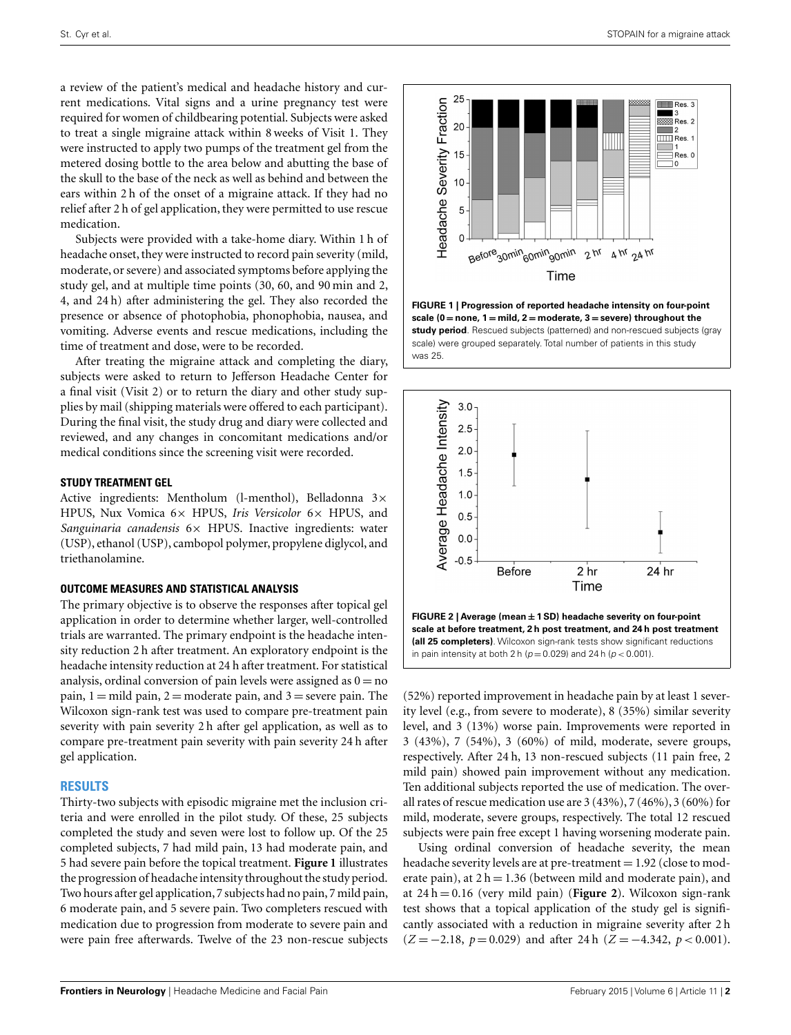a review of the patient's medical and headache history and current medications. Vital signs and a urine pregnancy test were required for women of childbearing potential. Subjects were asked to treat a single migraine attack within 8 weeks of Visit 1. They were instructed to apply two pumps of the treatment gel from the metered dosing bottle to the area below and abutting the base of the skull to the base of the neck as well as behind and between the ears within 2 h of the onset of a migraine attack. If they had no relief after 2 h of gel application, they were permitted to use rescue medication.

Subjects were provided with a take-home diary. Within 1 h of headache onset, they were instructed to record pain severity (mild, moderate, or severe) and associated symptoms before applying the study gel, and at multiple time points (30, 60, and 90 min and 2, 4, and 24 h) after administering the gel. They also recorded the presence or absence of photophobia, phonophobia, nausea, and vomiting. Adverse events and rescue medications, including the time of treatment and dose, were to be recorded.

After treating the migraine attack and completing the diary, subjects were asked to return to Jefferson Headache Center for a final visit (Visit 2) or to return the diary and other study supplies by mail (shipping materials were offered to each participant). During the final visit, the study drug and diary were collected and reviewed, and any changes in concomitant medications and/or medical conditions since the screening visit were recorded.

### STUDY TREATMENT GEL

Active ingredients: Mentholum (l-menthol), Belladonna 3× HPUS, Nux Vomica 6× HPUS, *Iris Versicolor* 6× HPUS, and *Sanguinaria canadensis* 6× HPUS. Inactive ingredients: water (USP), ethanol (USP), cambopol polymer, propylene diglycol, and triethanolamine.

### OUTCOME MEASURES AND STATISTICAL ANALYSIS

The primary objective is to observe the responses after topical gel application in order to determine whether larger, well-controlled trials are warranted. The primary endpoint is the headache intensity reduction 2 h after treatment. An exploratory endpoint is the headache intensity reduction at 24 h after treatment. For statistical analysis, ordinal conversion of pain levels were assigned as 0 = no pain, 1 = mild pain, 2 = moderate pain, and 3 = severe pain. The Wilcoxon sign-rank test was used to compare pre-treatment pain severity with pain severity 2 h after gel application, as well as to compare pre-treatment pain severity with pain severity 24 h after gel application.

## RESULTS

Thirty-two subjects with episodic migraine met the inclusion criteria and were enrolled in the pilot study. Of these, 25 subjects completed the study and seven were lost to follow up. Of the 25 completed subjects, 7 had mild pain, 13 had moderate pain, and 5 had severe pain before the topical treatment. **Figure 1** illustrates the progression of headache intensity throughout the study period. Two hours after gel application, 7 subjects had no pain, 7 mild pain, 6 moderate pain, and 5 severe pain. Two completers rescued with medication due to progression from moderate to severe pain and were pain free afterwards. Twelve of the 23 non-rescue subjects (52%) reported improvement in headache pain by at least 1 severity level (e.g., from severe to moderate), 8 (35%) similar severity level, and 3 (13%) worse pain. Improvements were reported in 3 (43%), 7 (54%), 3 (60%) of mild, moderate, severe groups, respectively. After 24 h, 13 non-rescued subjects (11 pain free, 2 mild pain) showed pain improvement without any medication. Ten additional subjects reported the use of medication. The overall rates of rescue medication use are 3 (43%), 7 (46%), 3 (60%) for mild, moderate, severe groups, respectively. The total 12 rescued subjects were pain free except 1 having worsening moderate pain.

**FIGURE 1 | Progression of reported headache intensity on four-point scale (0 = none, 1 = mild, 2 = moderate, 3 = severe) throughout the study period**. Rescued subjects (patterned) and non-rescued subjects (gray scale) were grouped separately. Total number of patients in this study was 25.

**FIGURE 2 | Average (mean ± 1 SD) headache severity on four-point scale at before treatment, 2 h post treatment, and 24 h post treatment (all 25 completers)**. Wilcoxon sign-rank tests show significant reductions in pain intensity at both 2 h ($p = 0.029$) and 24 h ($p < 0.001$).

Using ordinal conversion of headache severity, the mean headache severity levels are at pre-treatment = 1.92 (close to moderate pain), at 2 h = 1.36 (between mild and moderate pain), and at 24 h = 0.16 (very mild pain) (**Figure 2**). Wilcoxon sign-rank test shows that a topical application of the study gel is significantly associated with a reduction in migraine severity after 2 h ($Z = -2.18$, $p = 0.029$) and after 24 h ($Z = -4.342$, $p < 0.001$).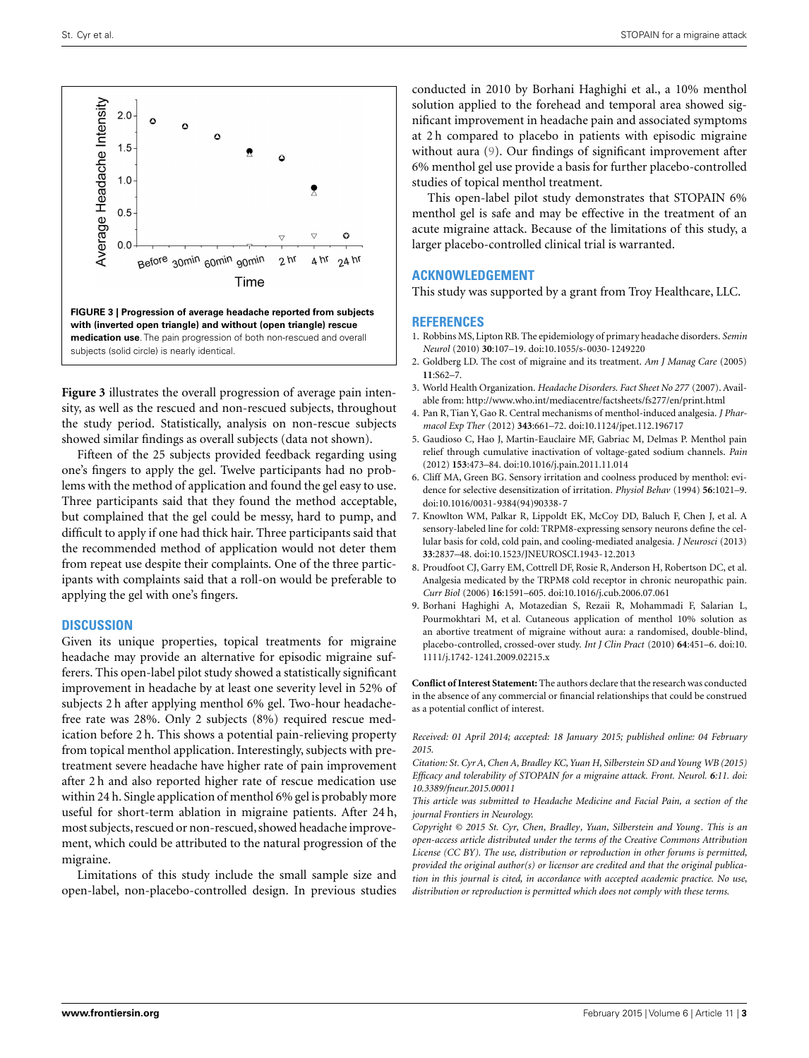Average Headache Intensity

2.0

1.5

1.0

0.5

0.0

Before 30min 60min 90min 2 hr 4 hr 24 hr

Time

**FIGURE 3 | Progression of average headache reported from subjects with (inverted open triangle) and without (open triangle) rescue medication use**. The pain progression of both non-rescued and overall subjects (solid circle) is nearly identical.

**Figure 3** illustrates the overall progression of average pain intensity, as well as the rescued and non-rescued subjects, throughout the study period. Statistically, analysis on non-rescue subjects showed similar findings as overall subjects (data not shown).

Fifteen of the 25 subjects provided feedback regarding using one's fingers to apply the gel. Twelve participants had no problems with the method of application and found the gel easy to use. Three participants said that they found the method acceptable, but complained that the gel could be messy, hard to pump, and difficult to apply if one had thick hair. Three participants said that the recommended method of application would not deter them from repeat use despite their complaints. One of the three participants with complaints said that a roll-on would be preferable to applying the gel with one's fingers.

## DISCUSSION

Given its unique properties, topical treatments for migraine headache may provide an alternative for episodic migraine sufferers. This open-label pilot study showed a statistically significant improvement in headache by at least one severity level in 52% of subjects 2 h after applying menthol 6% gel. Two-hour headache-free rate was 28%. Only 2 subjects (8%) required rescue medication before 2 h. This shows a potential pain-relieving property from topical menthol application. Interestingly, subjects with pre-treatment severe headache have higher rate of pain improvement after 2 h and also reported higher rate of rescue medication use within 24 h. Single application of menthol 6% gel is probably more useful for short-term ablation in migraine patients. After 24 h, most subjects, rescued or non-rescued, showed headache improvement, which could be attributed to the natural progression of the migraine.

Limitations of this study include the small sample size and open-label, non-placebo-controlled design. In previous studies conducted in 2010 by Borhani Haghighi et al., a 10% menthol solution applied to the forehead and temporal area showed significant improvement in headache pain and associated symptoms at 2 h compared to placebo in patients with episodic migraine without aura (9). Our findings of significant improvement after 6% menthol gel use provide a basis for further placebo-controlled studies of topical menthol treatment.

This open-label pilot study demonstrates that STOPAIN 6% menthol gel is safe and may be effective in the treatment of an acute migraine attack. Because of the limitations of this study, a larger placebo-controlled clinical trial is warranted.

## ACKNOWLEDGEMENT

This study was supported by a grant from Troy Healthcare, LLC.

## REFERENCES

1. Robbins MS, Lipton RB. The epidemiology of primary headache disorders. *Semin Neurol* (2010) **30**:107–19. doi:10.1055/s-0030-1249220
2. Goldberg LD. The cost of migraine and its treatment. *Am J Manag Care* (2005) **11**:S62–7.
3. World Health Organization. *Headache Disorders. Fact Sheet No 277* (2007). Available from: http://www.who.int/mediacentre/factsheets/fs277/en/print.html
4. Pan R, Tian Y, Gao R. Central mechanisms of menthol-induced analgesia. *J Pharmacol Exp Ther* (2012) **343**:661–72. doi:10.1124/jpet.112.196717
5. Gaudioso C, Hao J, Martin-Eauclaire MF, Gabriac M, Delmas P. Menthol pain relief through cumulative inactivation of voltage-gated sodium channels. *Pain* (2012) **153**:473–84. doi:10.1016/j.pain.2011.11.014
6. Cliff MA, Green BG. Sensory irritation and coolness produced by menthol: evidence for selective desensitization of irritation. *Physiol Behav* (1994) **56**:1021–9. doi:10.1016/0031-9384(94)90338-7
7. Knowlton WM, Palkar R, Lippoldt EK, McCoy DD, Baluch F, Chen J, et al. A sensory-labeled line for cold: TRPM8-expressing sensory neurons define the cellular basis for cold, cold pain, and cooling-mediated analgesia. *J Neurosci* (2013) **33**:2837–48. doi:10.1523/JNEUROSCI.1943-12.2013
8. Proudfoot CJ, Garry EM, Cottrell DF, Rosie R, Anderson H, Robertson DC, et al. Analgesia mediated by the TRPM8 cold receptor in chronic neuropathic pain. *Curr Biol* (2006) **16**:1591–605. doi:10.1016/j.cub.2006.07.061
9. Borhani Haghighi A, Motazedian S, Rezaii R, Mohammadi F, Salarian L, Pourmokhtari M, et al. Cutaneous application of menthol 10% solution as an abortive treatment of migraine without aura: a randomised, double-blind, placebo-controlled, crossed-over study. *Int J Clin Pract* (2010) **64**:451–6. doi:10.1111/j.1742-1241.2009.02215.x

**Conflict of Interest Statement:** The authors declare that the research was conducted in the absence of any commercial or financial relationships that could be construed as a potential conflict of interest.

*Received: 01 April 2014; accepted: 18 January 2015; published online: 04 February 2015.*

*Citation: St. Cyr A, Chen A, Bradley KC, Yuan H, Silberstein SD and Young WB (2015) Efficacy and tolerability of STOPAIN for a migraine attack. Front. Neurol. **6**:11. doi: 10.3389/fneur.2015.00011*

*This article was submitted to Headache Medicine and Facial Pain, a section of the journal Frontiers in Neurology.*

*Copyright © 2015 St. Cyr, Chen, Bradley, Yuan, Silberstein and Young. This is an open-access article distributed under the terms of the Creative Commons Attribution License (CC BY). The use, distribution or reproduction in other forums is permitted, provided the original author(s) or licensor are credited and that the original publication in this journal is cited, in accordance with accepted academic practice. No use, distribution or reproduction is permitted which does not comply with these terms.*